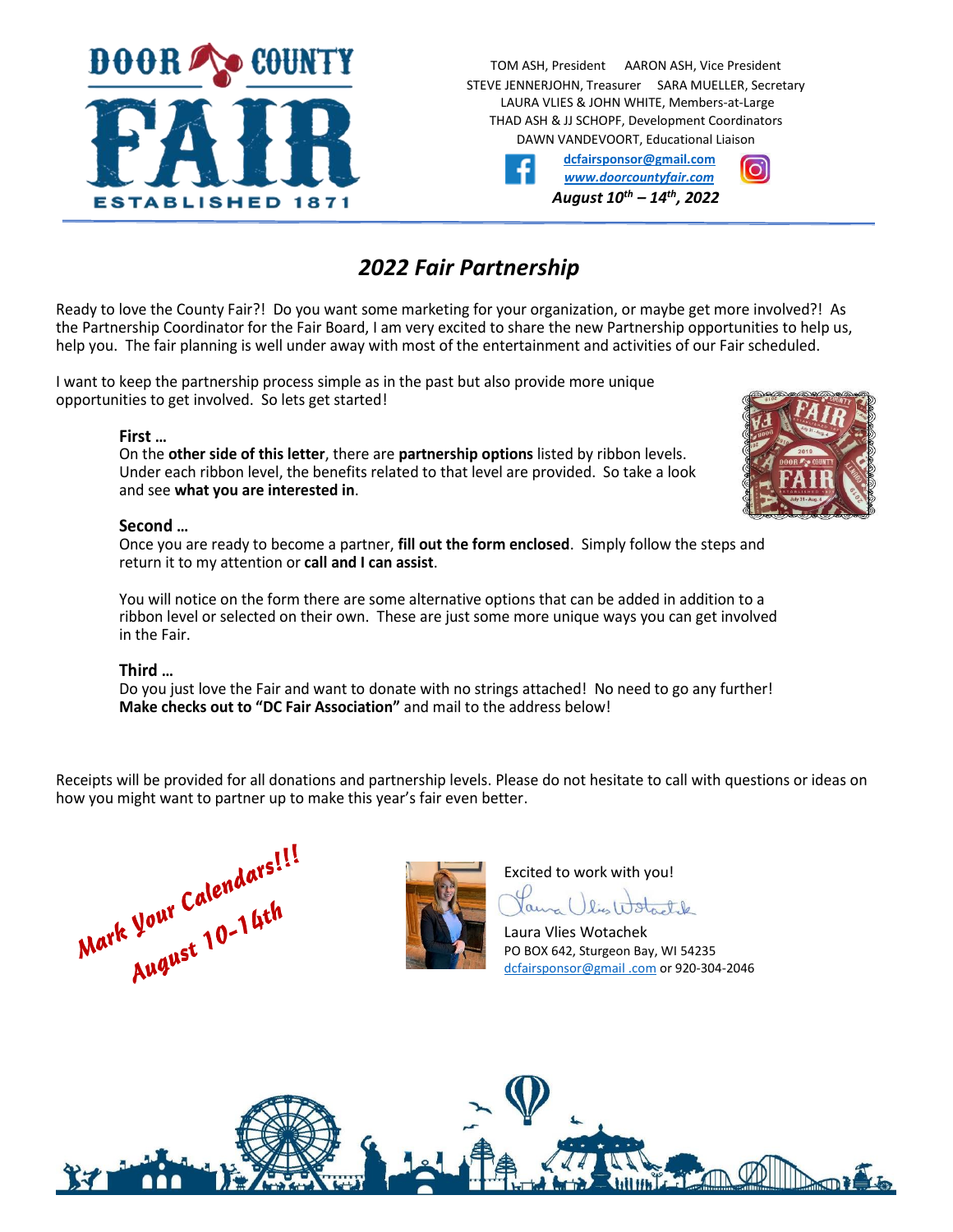TOM ASH, President AARON ASH, Vice President
STEVE JENNERJOHN, Treasurer SARA MUELLER, Secretary
LAURA VLIES & JOHN WHITE, Members-at-Large
THAD ASH & JJ SCHOPF, Development Coordinators
DAWN VANDEVOORT, Educational Liaison

dcfairsponsor@gmail.com
*www.doorcountyfair.com*
***August 10th – 14th, 2022***

# *2022 Fair Partnership*

Ready to love the County Fair?! Do you want some marketing for your organization, or maybe get more involved?! As the Partnership Coordinator for the Fair Board, I am very excited to share the new Partnership opportunities to help us, help you. The fair planning is well under away with most of the entertainment and activities of our Fair scheduled.

I want to keep the partnership process simple as in the past but also provide more unique opportunities to get involved. So lets get started!

**First …**
On the **other side of this letter**, there are **partnership options** listed by ribbon levels. Under each ribbon level, the benefits related to that level are provided. So take a look and see **what you are interested in**.

**Second …**
Once you are ready to become a partner, **fill out the form enclosed**. Simply follow the steps and return it to my attention or **call and I can assist**.

You will notice on the form there are some alternative options that can be added in addition to a ribbon level or selected on their own. These are just some more unique ways you can get involved in the Fair.

**Third …**
Do you just love the Fair and want to donate with no strings attached! No need to go any further! **Make checks out to "DC Fair Association"** and mail to the address below!

Receipts will be provided for all donations and partnership levels. Please do not hesitate to call with questions or ideas on how you might want to partner up to make this year's fair even better.

**Mark Your Calendars!!!**
**August 10-14th**

Excited to work with you!

Laura Vlies Wotachek
PO BOX 642, Sturgeon Bay, WI 54235
dcfairsponsor@gmail .com or 920-304-2046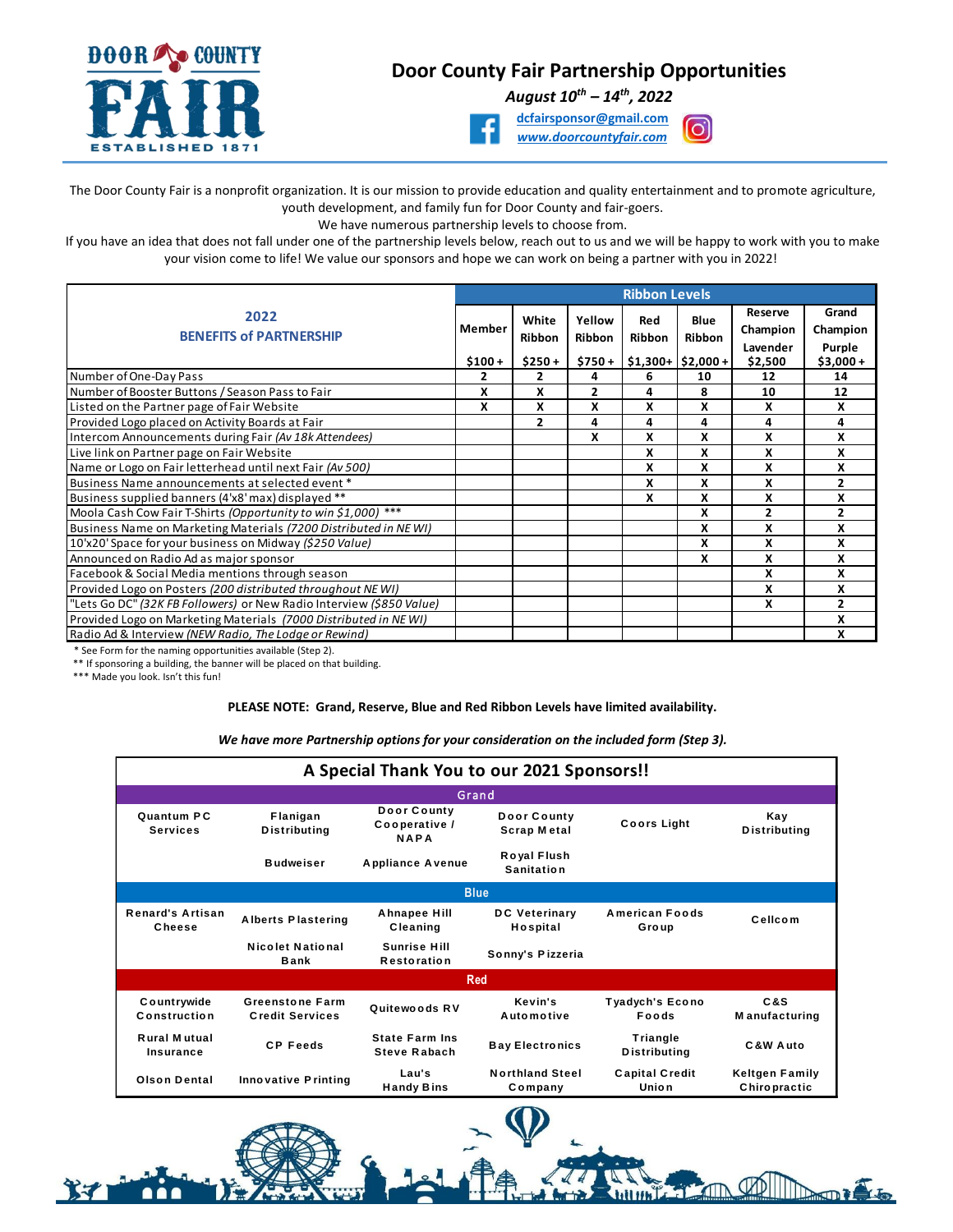# Door County Fair Partnership Opportunities

***August 10th – 14th, 2022***

**dcfairsponsor@gmail.com**
***www.doorcountyfair.com***

The Door County Fair is a nonprofit organization. It is our mission to provide education and quality entertainment and to promote agriculture, youth development, and family fun for Door County and fair-goers.
We have numerous partnership levels to choose from.
If you have an idea that does not fall under one of the partnership levels below, reach out to us and we will be happy to work with you to make your vision come to life! We value our sponsors and hope we can work on being a partner with you in 2022!

| 2022 BENEFITS of PARTNERSHIP | Ribbon Levels | | | | | | |
|---|---|---|---|---|---|---|---|
| | Member $100 + | White Ribbon $250 + | Yellow Ribbon $750 + | Red Ribbon $1,300+ | Blue Ribbon $2,000 + | Reserve Champion Lavender $2,500 | Grand Champion Purple $3,000 + |
| Number of One-Day Pass | 2 | 2 | 4 | 6 | 10 | 12 | 14 |
| Number of Booster Buttons / Season Pass to Fair | X | X | 2 | 4 | 8 | 10 | 12 |
| Listed on the Partner page of Fair Website | X | X | X | X | X | X | X |
| Provided Logo placed on Activity Boards at Fair | | 2 | 4 | 4 | 4 | 4 | 4 |
| Intercom Announcements during Fair *(Av 18k Attendees)* | | | X | X | X | X | X |
| Live link on Partner page on Fair Website | | | | X | X | X | X |
| Name or Logo on Fair letterhead until next Fair *(Av 500)* | | | | X | X | X | X |
| Business Name announcements at selected event * | | | | X | X | X | 2 |
| Business supplied banners (4'x8' max) displayed ** | | | | X | X | X | X |
| Moola Cash Cow Fair T-Shirts *(Opportunity to win $1,000)* *** | | | | | X | 2 | 2 |
| Business Name on Marketing Materials *(7200 Distributed in NE WI)* | | | | | X | X | X |
| 10'x20' Space for your business on Midway *($250 Value)* | | | | | X | X | X |
| Announced on Radio Ad as major sponsor | | | | | X | X | X |
| Facebook & Social Media mentions through season | | | | | | X | X |
| Provided Logo on Posters *(200 distributed throughout NE WI)* | | | | | | X | X |
| "Lets Go DC" *(32K FB Followers)* or New Radio Interview *($850 Value)* | | | | | | X | 2 |
| Provided Logo on Marketing Materials *(7000 Distributed in NE WI)* | | | | | | | X |
| Radio Ad & Interview *(NEW Radio, The Lodge or Rewind)* | | | | | | | X |

\* See Form for the naming opportunities available (Step 2).
** If sponsoring a building, the banner will be placed on that building.
*** Made you look. Isn't this fun!

**PLEASE NOTE: Grand, Reserve, Blue and Red Ribbon Levels have limited availability.**

***We have more Partnership options for your consideration on the included form (Step 3).***

## A Special Thank You to our 2021 Sponsors!!

**Grand**

| | | | | | |
|---|---|---|---|---|---|
| Quantum PC Services | Flanigan Distributing | Door County Cooperative / NAPA | Door County Scrap Metal | Coors Light | Kay Distributing |
| | Budweiser | Appliance Avenue | Royal Flush Sanitation | | |

**Blue**

| | | | | | |
|---|---|---|---|---|---|
| Renard's Artisan Cheese | Alberts Plastering | Ahnapee Hill Cleaning | DC Veterinary Hospital | American Foods Group | Cellcom |
| | Nicolet National Bank | Sunrise Hill Restoration | Sonny's Pizzeria | | |

**Red**

| | | | | | |
|---|---|---|---|---|---|
| Countrywide Construction | Greenstone Farm Credit Services | Quitewoods RV | Kevin's Automotive | Tyadych's Econo Foods | C&S Manufacturing |
| Rural Mutual Insurance | CP Feeds | State Farm Ins Steve Rabach | Bay Electronics | Triangle Distributing | C&W Auto |
| Olson Dental | Innovative Printing | Lau's Handy Bins | Northland Steel Company | Capital Credit Union | Keltgen Family Chiropractic |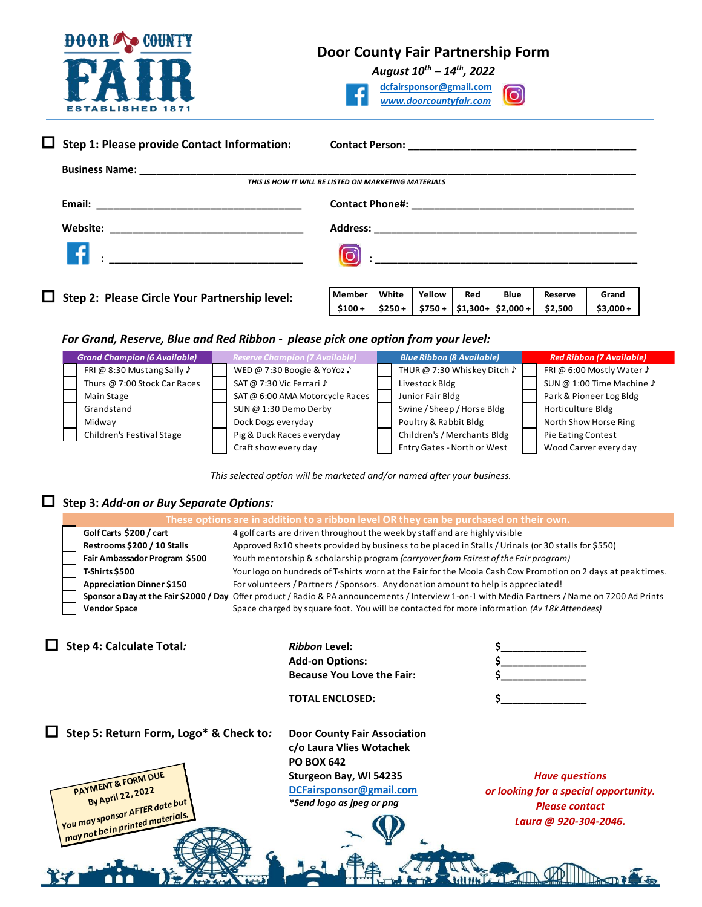# Door County Fair Partnership Form

***August 10th – 14th, 2022***

dcfairsponsor@gmail.com
www.doorcountyfair.com

DOOR COUNTY FAIR ESTABLISHED 1871

☐ **Step 1: Please provide Contact Information:**

**Contact Person:** ______________________________________

**Business Name:** ______________________________________________________________________

*THIS IS HOW IT WILL BE LISTED ON MARKETING MATERIALS*

**Email:** _________________________________ **Contact Phone#:** ____________________________________

**Website:** _______________________________ **Address:** _______________________________________

: _______________________________ : __________________________________________

☐ **Step 2: Please Circle Your Partnership level:**

| Member | White | Yellow | Red | Blue | Reserve | Grand |
|---|---|---|---|---|---|---|
| $100 + | $250 + | $750 + | $1,300+ | $2,000 + | $2,500 | $3,000 + |

***For Grand, Reserve, Blue and Red Ribbon - please pick one option from your level:***

| Grand Champion (6 Available) | Reserve Champion (7 Available) | Blue Ribbon (8 Available) | Red Ribbon (7 Available) |
|---|---|---|---|
| ☐ FRI @ 8:30 Mustang Sally ♪ | ☐ WED @ 7:30 Boogie & YoYoz ♪ | ☐ THUR @ 7:30 Whiskey Ditch ♪ | ☐ FRI @ 6:00 Mostly Water ♪ |
| ☐ Thurs @ 7:00 Stock Car Races | ☐ SAT @ 7:30 Vic Ferrari ♪ | ☐ Livestock Bldg | ☐ SUN @ 1:00 Time Machine ♪ |
| ☐ Main Stage | ☐ SAT @ 6:00 AMA Motorcycle Races | ☐ Junior Fair Bldg | ☐ Park & Pioneer Log Bldg |
| ☐ Grandstand | ☐ SUN @ 1:30 Demo Derby | ☐ Swine / Sheep / Horse Bldg | ☐ Horticulture Bldg |
| ☐ Midway | ☐ Dock Dogs everyday | ☐ Poultry & Rabbit Bldg | ☐ North Show Horse Ring |
| ☐ Children's Festival Stage | ☐ Pig & Duck Races everyday | ☐ Children's / Merchants Bldg | ☐ Pie Eating Contest |
| | ☐ Craft show every day | ☐ Entry Gates - North or West | ☐ Wood Carver every day |

*This selected option will be marketed and/or named after your business.*

☐ **Step 3: *Add-on or Buy Separate Options:***

| These options are in addition to a ribbon level OR they can be purchased on their own. | |
|---|---|
| ☐ **Golf Carts $200 / cart** | 4 golf carts are driven throughout the week by staff and are highly visible |
| ☐ **Restrooms $200 / 10 Stalls** | Approved 8x10 sheets provided by business to be placed in Stalls / Urinals (or 30 stalls for $550) |
| ☐ **Fair Ambassador Program $500** | Youth mentorship & scholarship program *(carryover from Fairest of the Fair program)* |
| ☐ **T-Shirts $500** | Your logo on hundreds of T-shirts worn at the Fair for the Moola Cash Cow Promotion on 2 days at peak times. |
| ☐ **Appreciation Dinner $150** | For volunteers / Partners / Sponsors. Any donation amount to help is appreciated! |
| ☐ **Sponsor a Day at the Fair $2000 / Day** | Offer product / Radio & PA announcements / Interview 1-on-1 with Media Partners / Name on 7200 Ad Prints |
| ☐ **Vendor Space** | Space charged by square foot. You will be contacted for more information *(Av 18k Attendees)* |

☐ **Step 4: Calculate Total*:***

***Ribbon*** **Level:** $______________

**Add-on Options:** $______________

**Because You Love the Fair:** $______________

**TOTAL ENCLOSED:** $______________

☐ **Step 5: Return Form, Logo\* & Check to*:***

**Door County Fair Association**
**c/o Laura Vlies Wotachek**
**PO BOX 642**
**Sturgeon Bay, WI 54235**
**DCFairsponsor@gmail.com**
***\*Send logo as jpeg or png***

PAYMENT & FORM DUE By April 22, 2022
You may sponsor AFTER date but may not be in printed materials.

***Have questions or looking for a special opportunity. Please contact Laura @ 920-304-2046.***